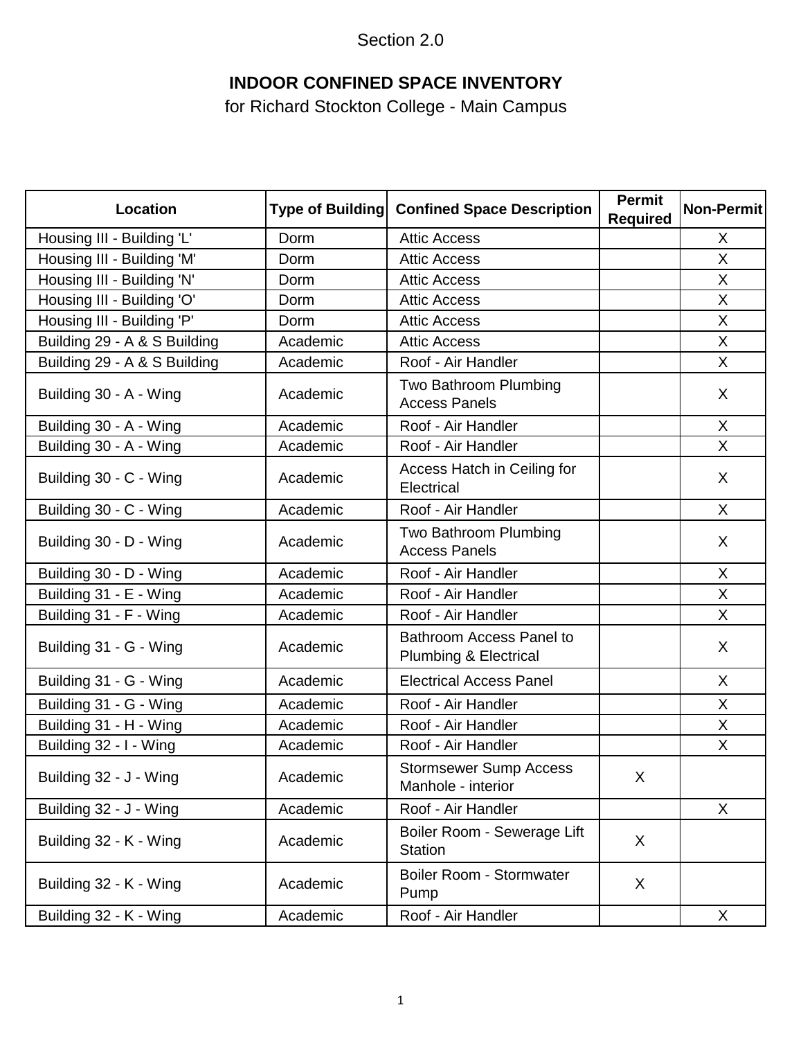Section 2.0

## INDOOR CONFINED SPACE INVENTORY

for Richard Stockton College - Main Campus

| Location | Type of Building | Confined Space Description | Permit Required | Non-Permit |
|---|---|---|---|---|
| Housing III - Building 'L' | Dorm | Attic Access | | X |
| Housing III - Building 'M' | Dorm | Attic Access | | X |
| Housing III - Building 'N' | Dorm | Attic Access | | X |
| Housing III - Building 'O' | Dorm | Attic Access | | X |
| Housing III - Building 'P' | Dorm | Attic Access | | X |
| Building 29 - A & S Building | Academic | Attic Access | | X |
| Building 29 - A & S Building | Academic | Roof - Air Handler | | X |
| Building 30 - A - Wing | Academic | Two Bathroom Plumbing Access Panels | | X |
| Building 30 - A - Wing | Academic | Roof - Air Handler | | X |
| Building 30 - A - Wing | Academic | Roof - Air Handler | | X |
| Building 30 - C - Wing | Academic | Access Hatch in Ceiling for Electrical | | X |
| Building 30 - C - Wing | Academic | Roof - Air Handler | | X |
| Building 30 - D - Wing | Academic | Two Bathroom Plumbing Access Panels | | X |
| Building 30 - D - Wing | Academic | Roof - Air Handler | | X |
| Building 31 - E - Wing | Academic | Roof - Air Handler | | X |
| Building 31 - F - Wing | Academic | Roof - Air Handler | | X |
| Building 31 - G - Wing | Academic | Bathroom Access Panel to Plumbing & Electrical | | X |
| Building 31 - G - Wing | Academic | Electrical Access Panel | | X |
| Building 31 - G - Wing | Academic | Roof - Air Handler | | X |
| Building 31 - H - Wing | Academic | Roof - Air Handler | | X |
| Building 32 - I - Wing | Academic | Roof - Air Handler | | X |
| Building 32 - J - Wing | Academic | Stormsewer Sump Access Manhole - interior | X | |
| Building 32 - J - Wing | Academic | Roof - Air Handler | | X |
| Building 32 - K - Wing | Academic | Boiler Room - Sewerage Lift Station | X | |
| Building 32 - K - Wing | Academic | Boiler Room - Stormwater Pump | X | |
| Building 32 - K - Wing | Academic | Roof - Air Handler | | X |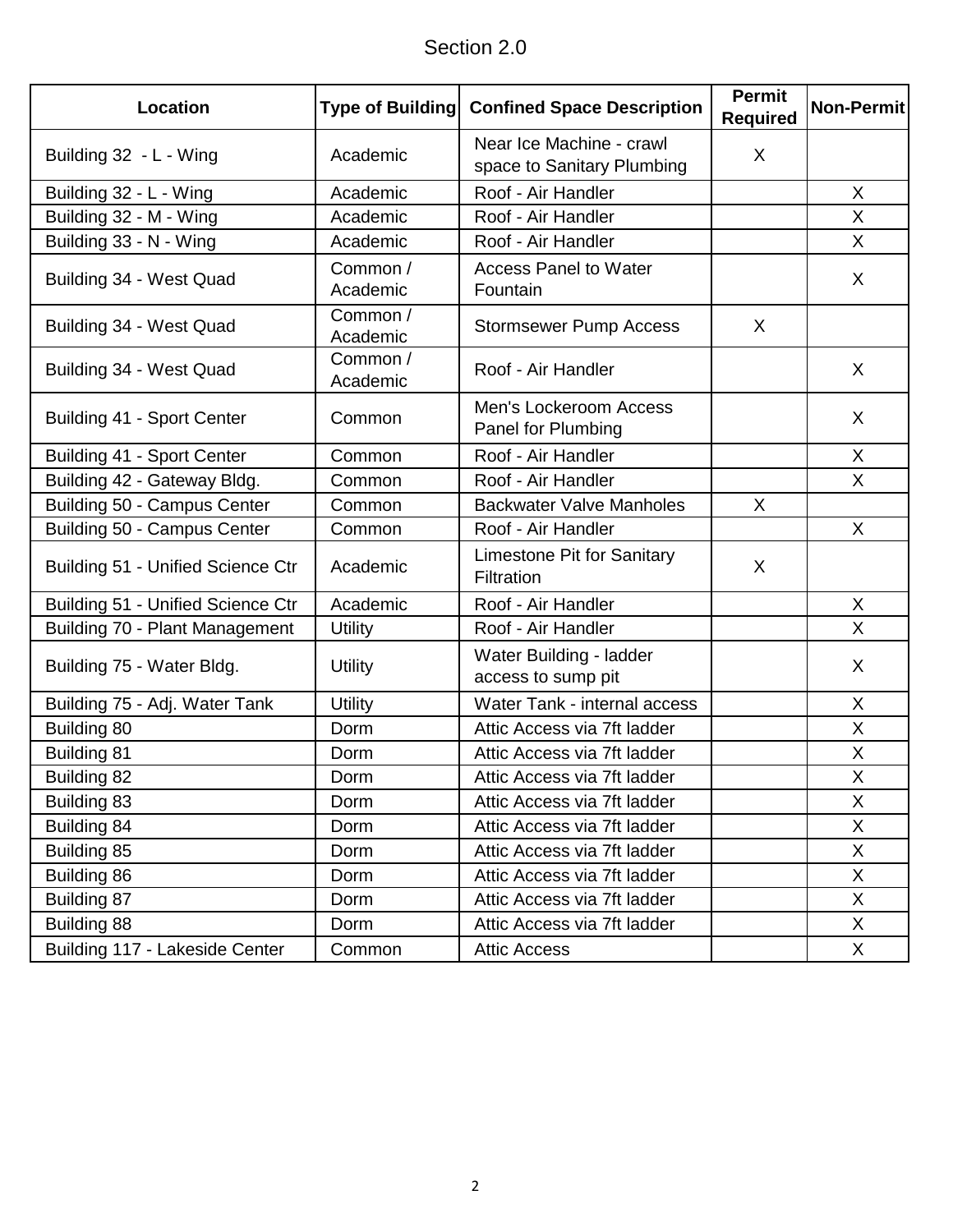# Section 2.0

| Location | Type of Building | Confined Space Description | Permit Required | Non-Permit |
|---|---|---|---|---|
| Building 32 - L - Wing | Academic | Near Ice Machine - crawl space to Sanitary Plumbing | X | |
| Building 32 - L - Wing | Academic | Roof - Air Handler | | X |
| Building 32 - M - Wing | Academic | Roof - Air Handler | | X |
| Building 33 - N - Wing | Academic | Roof - Air Handler | | X |
| Building 34 - West Quad | Common / Academic | Access Panel to Water Fountain | | X |
| Building 34 - West Quad | Common / Academic | Stormsewer Pump Access | X | |
| Building 34 - West Quad | Common / Academic | Roof - Air Handler | | X |
| Building 41 - Sport Center | Common | Men's Lockeroom Access Panel for Plumbing | | X |
| Building 41 - Sport Center | Common | Roof - Air Handler | | X |
| Building 42 - Gateway Bldg. | Common | Roof - Air Handler | | X |
| Building 50 - Campus Center | Common | Backwater Valve Manholes | X | |
| Building 50 - Campus Center | Common | Roof - Air Handler | | X |
| Building 51 - Unified Science Ctr | Academic | Limestone Pit for Sanitary Filtration | X | |
| Building 51 - Unified Science Ctr | Academic | Roof - Air Handler | | X |
| Building 70 - Plant Management | Utility | Roof - Air Handler | | X |
| Building 75 - Water Bldg. | Utility | Water Building - ladder access to sump pit | | X |
| Building 75 - Adj. Water Tank | Utility | Water Tank - internal access | | X |
| Building 80 | Dorm | Attic Access via 7ft ladder | | X |
| Building 81 | Dorm | Attic Access via 7ft ladder | | X |
| Building 82 | Dorm | Attic Access via 7ft ladder | | X |
| Building 83 | Dorm | Attic Access via 7ft ladder | | X |
| Building 84 | Dorm | Attic Access via 7ft ladder | | X |
| Building 85 | Dorm | Attic Access via 7ft ladder | | X |
| Building 86 | Dorm | Attic Access via 7ft ladder | | X |
| Building 87 | Dorm | Attic Access via 7ft ladder | | X |
| Building 88 | Dorm | Attic Access via 7ft ladder | | X |
| Building 117 - Lakeside Center | Common | Attic Access | | X |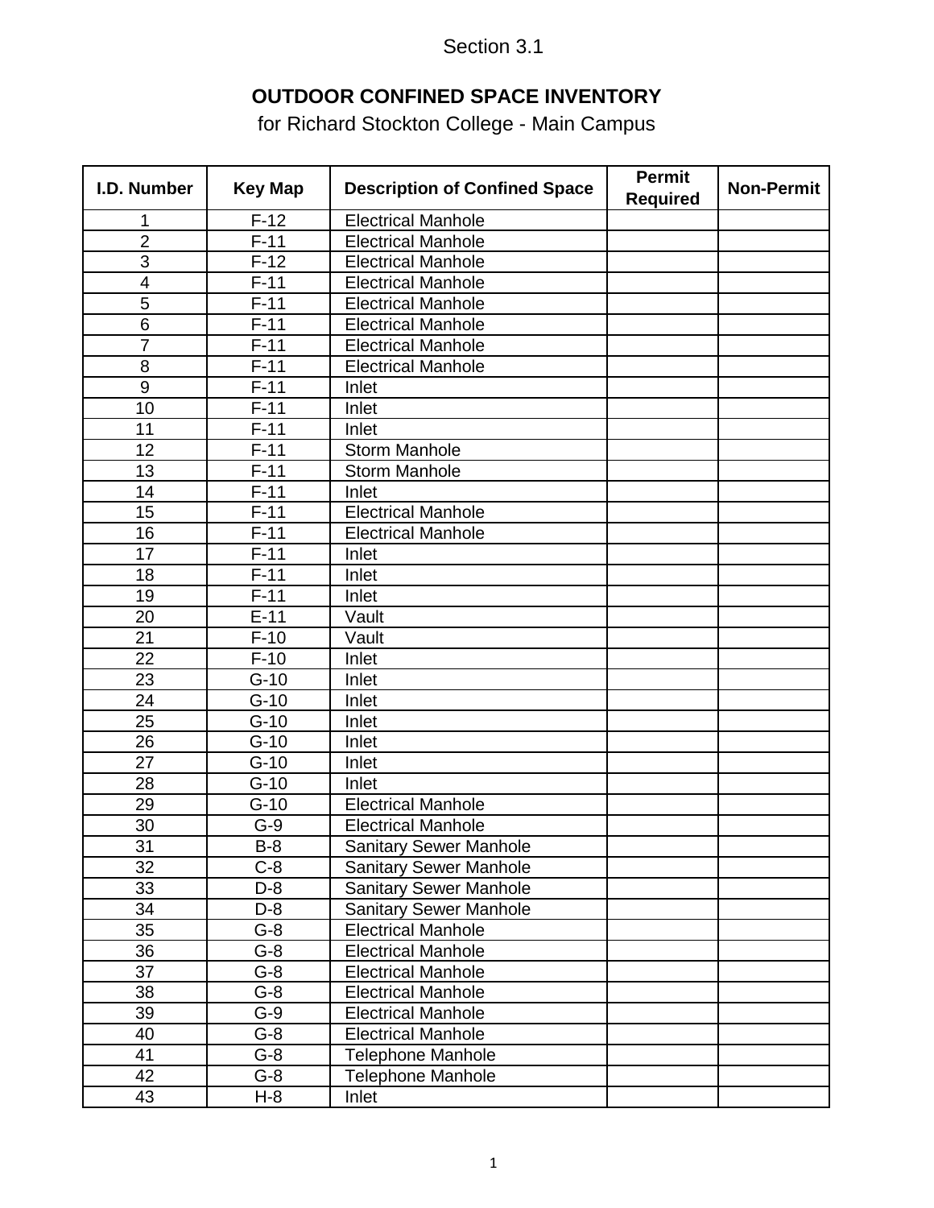Section 3.1

# OUTDOOR CONFINED SPACE INVENTORY

for Richard Stockton College - Main Campus

| I.D. Number | Key Map | Description of Confined Space | Permit Required | Non-Permit |
|---|---|---|---|---|
| 1 | F-12 | Electrical Manhole | | |
| 2 | F-11 | Electrical Manhole | | |
| 3 | F-12 | Electrical Manhole | | |
| 4 | F-11 | Electrical Manhole | | |
| 5 | F-11 | Electrical Manhole | | |
| 6 | F-11 | Electrical Manhole | | |
| 7 | F-11 | Electrical Manhole | | |
| 8 | F-11 | Electrical Manhole | | |
| 9 | F-11 | Inlet | | |
| 10 | F-11 | Inlet | | |
| 11 | F-11 | Inlet | | |
| 12 | F-11 | Storm Manhole | | |
| 13 | F-11 | Storm Manhole | | |
| 14 | F-11 | Inlet | | |
| 15 | F-11 | Electrical Manhole | | |
| 16 | F-11 | Electrical Manhole | | |
| 17 | F-11 | Inlet | | |
| 18 | F-11 | Inlet | | |
| 19 | F-11 | Inlet | | |
| 20 | E-11 | Vault | | |
| 21 | F-10 | Vault | | |
| 22 | F-10 | Inlet | | |
| 23 | G-10 | Inlet | | |
| 24 | G-10 | Inlet | | |
| 25 | G-10 | Inlet | | |
| 26 | G-10 | Inlet | | |
| 27 | G-10 | Inlet | | |
| 28 | G-10 | Inlet | | |
| 29 | G-10 | Electrical Manhole | | |
| 30 | G-9 | Electrical Manhole | | |
| 31 | B-8 | Sanitary Sewer Manhole | | |
| 32 | C-8 | Sanitary Sewer Manhole | | |
| 33 | D-8 | Sanitary Sewer Manhole | | |
| 34 | D-8 | Sanitary Sewer Manhole | | |
| 35 | G-8 | Electrical Manhole | | |
| 36 | G-8 | Electrical Manhole | | |
| 37 | G-8 | Electrical Manhole | | |
| 38 | G-8 | Electrical Manhole | | |
| 39 | G-9 | Electrical Manhole | | |
| 40 | G-8 | Electrical Manhole | | |
| 41 | G-8 | Telephone Manhole | | |
| 42 | G-8 | Telephone Manhole | | |
| 43 | H-8 | Inlet | | |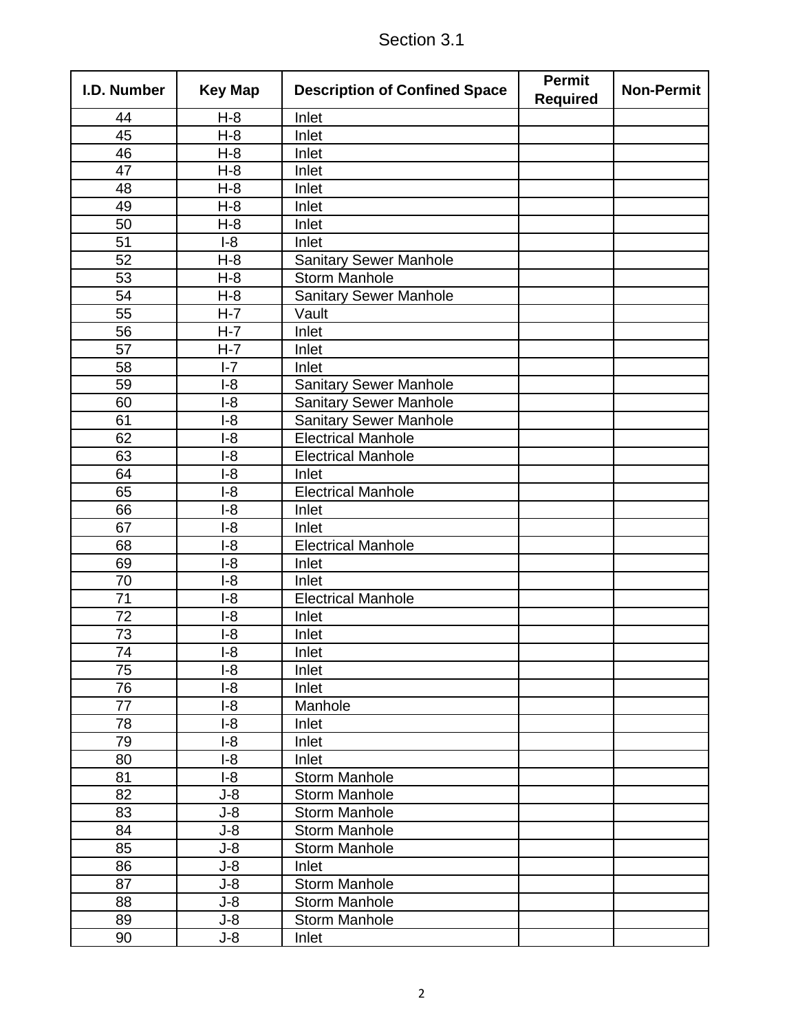# Section 3.1

| I.D. Number | Key Map | Description of Confined Space | Permit Required | Non-Permit |
|---|---|---|---|---|
| 44 | H-8 | Inlet | | |
| 45 | H-8 | Inlet | | |
| 46 | H-8 | Inlet | | |
| 47 | H-8 | Inlet | | |
| 48 | H-8 | Inlet | | |
| 49 | H-8 | Inlet | | |
| 50 | H-8 | Inlet | | |
| 51 | I-8 | Inlet | | |
| 52 | H-8 | Sanitary Sewer Manhole | | |
| 53 | H-8 | Storm Manhole | | |
| 54 | H-8 | Sanitary Sewer Manhole | | |
| 55 | H-7 | Vault | | |
| 56 | H-7 | Inlet | | |
| 57 | H-7 | Inlet | | |
| 58 | I-7 | Inlet | | |
| 59 | I-8 | Sanitary Sewer Manhole | | |
| 60 | I-8 | Sanitary Sewer Manhole | | |
| 61 | I-8 | Sanitary Sewer Manhole | | |
| 62 | I-8 | Electrical Manhole | | |
| 63 | I-8 | Electrical Manhole | | |
| 64 | I-8 | Inlet | | |
| 65 | I-8 | Electrical Manhole | | |
| 66 | I-8 | Inlet | | |
| 67 | I-8 | Inlet | | |
| 68 | I-8 | Electrical Manhole | | |
| 69 | I-8 | Inlet | | |
| 70 | I-8 | Inlet | | |
| 71 | I-8 | Electrical Manhole | | |
| 72 | I-8 | Inlet | | |
| 73 | I-8 | Inlet | | |
| 74 | I-8 | Inlet | | |
| 75 | I-8 | Inlet | | |
| 76 | I-8 | Inlet | | |
| 77 | I-8 | Manhole | | |
| 78 | I-8 | Inlet | | |
| 79 | I-8 | Inlet | | |
| 80 | I-8 | Inlet | | |
| 81 | I-8 | Storm Manhole | | |
| 82 | J-8 | Storm Manhole | | |
| 83 | J-8 | Storm Manhole | | |
| 84 | J-8 | Storm Manhole | | |
| 85 | J-8 | Storm Manhole | | |
| 86 | J-8 | Inlet | | |
| 87 | J-8 | Storm Manhole | | |
| 88 | J-8 | Storm Manhole | | |
| 89 | J-8 | Storm Manhole | | |
| 90 | J-8 | Inlet | | |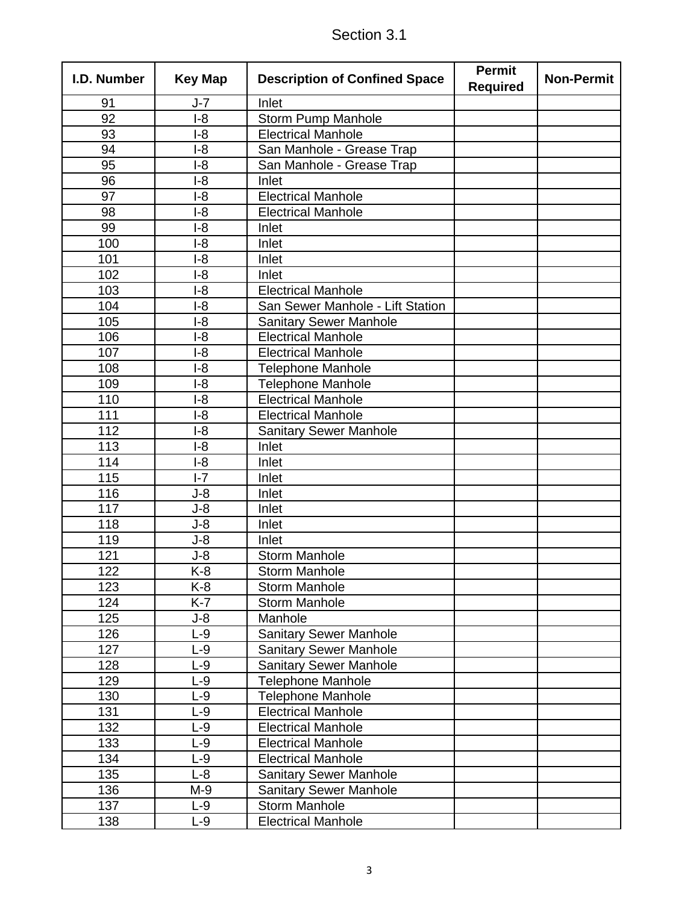# Section 3.1

| I.D. Number | Key Map | Description of Confined Space | Permit Required | Non-Permit |
|---|---|---|---|---|
| 91 | J-7 | Inlet | | |
| 92 | I-8 | Storm Pump Manhole | | |
| 93 | I-8 | Electrical Manhole | | |
| 94 | I-8 | San Manhole - Grease Trap | | |
| 95 | I-8 | San Manhole - Grease Trap | | |
| 96 | I-8 | Inlet | | |
| 97 | I-8 | Electrical Manhole | | |
| 98 | I-8 | Electrical Manhole | | |
| 99 | I-8 | Inlet | | |
| 100 | I-8 | Inlet | | |
| 101 | I-8 | Inlet | | |
| 102 | I-8 | Inlet | | |
| 103 | I-8 | Electrical Manhole | | |
| 104 | I-8 | San Sewer Manhole - Lift Station | | |
| 105 | I-8 | Sanitary Sewer Manhole | | |
| 106 | I-8 | Electrical Manhole | | |
| 107 | I-8 | Electrical Manhole | | |
| 108 | I-8 | Telephone Manhole | | |
| 109 | I-8 | Telephone Manhole | | |
| 110 | I-8 | Electrical Manhole | | |
| 111 | I-8 | Electrical Manhole | | |
| 112 | I-8 | Sanitary Sewer Manhole | | |
| 113 | I-8 | Inlet | | |
| 114 | I-8 | Inlet | | |
| 115 | I-7 | Inlet | | |
| 116 | J-8 | Inlet | | |
| 117 | J-8 | Inlet | | |
| 118 | J-8 | Inlet | | |
| 119 | J-8 | Inlet | | |
| 121 | J-8 | Storm Manhole | | |
| 122 | K-8 | Storm Manhole | | |
| 123 | K-8 | Storm Manhole | | |
| 124 | K-7 | Storm Manhole | | |
| 125 | J-8 | Manhole | | |
| 126 | L-9 | Sanitary Sewer Manhole | | |
| 127 | L-9 | Sanitary Sewer Manhole | | |
| 128 | L-9 | Sanitary Sewer Manhole | | |
| 129 | L-9 | Telephone Manhole | | |
| 130 | L-9 | Telephone Manhole | | |
| 131 | L-9 | Electrical Manhole | | |
| 132 | L-9 | Electrical Manhole | | |
| 133 | L-9 | Electrical Manhole | | |
| 134 | L-9 | Electrical Manhole | | |
| 135 | L-8 | Sanitary Sewer Manhole | | |
| 136 | M-9 | Sanitary Sewer Manhole | | |
| 137 | L-9 | Storm Manhole | | |
| 138 | L-9 | Electrical Manhole | | |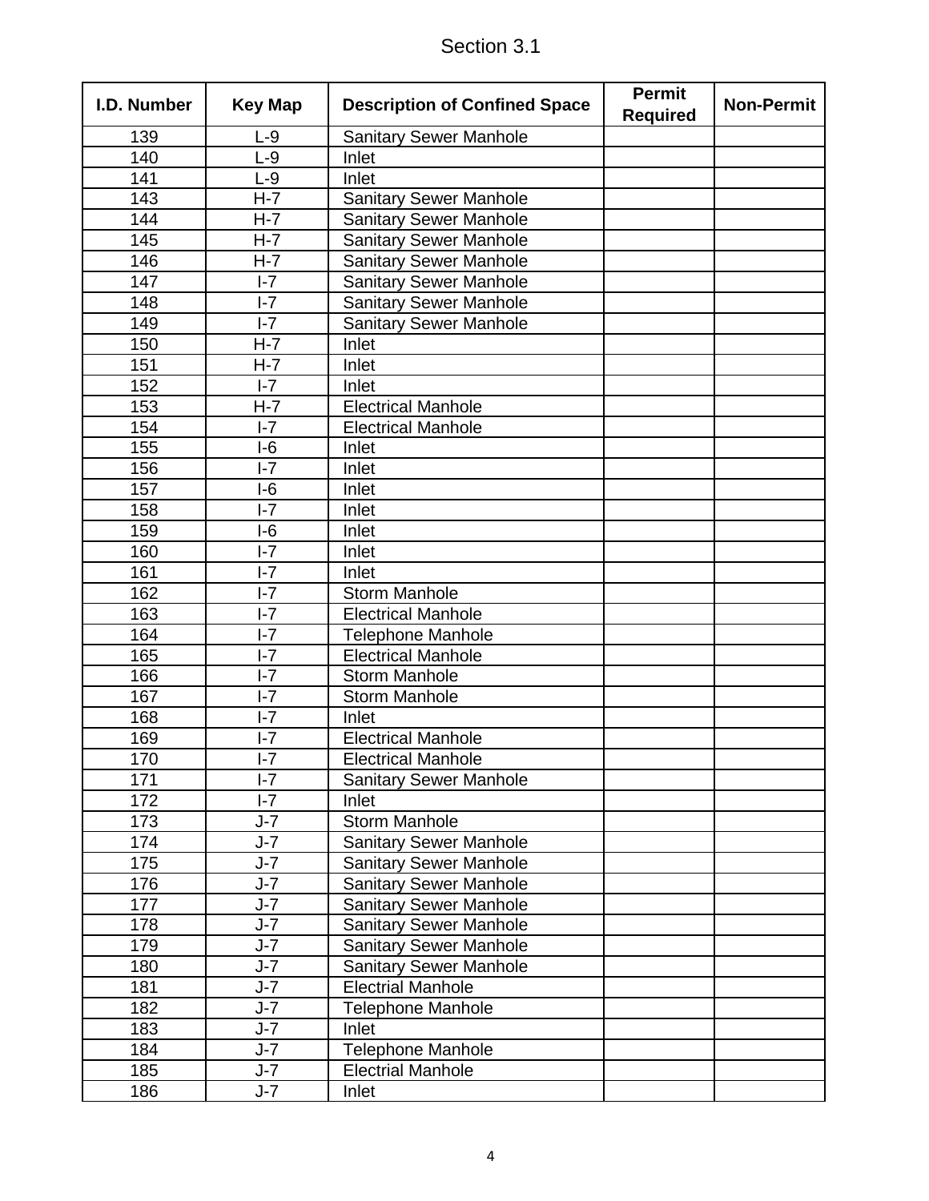Section 3.1

| I.D. Number | Key Map | Description of Confined Space | Permit Required | Non-Permit |
|---|---|---|---|---|
| 139 | L-9 | Sanitary Sewer Manhole | | |
| 140 | L-9 | Inlet | | |
| 141 | L-9 | Inlet | | |
| 143 | H-7 | Sanitary Sewer Manhole | | |
| 144 | H-7 | Sanitary Sewer Manhole | | |
| 145 | H-7 | Sanitary Sewer Manhole | | |
| 146 | H-7 | Sanitary Sewer Manhole | | |
| 147 | I-7 | Sanitary Sewer Manhole | | |
| 148 | I-7 | Sanitary Sewer Manhole | | |
| 149 | I-7 | Sanitary Sewer Manhole | | |
| 150 | H-7 | Inlet | | |
| 151 | H-7 | Inlet | | |
| 152 | I-7 | Inlet | | |
| 153 | H-7 | Electrical Manhole | | |
| 154 | I-7 | Electrical Manhole | | |
| 155 | I-6 | Inlet | | |
| 156 | I-7 | Inlet | | |
| 157 | I-6 | Inlet | | |
| 158 | I-7 | Inlet | | |
| 159 | I-6 | Inlet | | |
| 160 | I-7 | Inlet | | |
| 161 | I-7 | Inlet | | |
| 162 | I-7 | Storm Manhole | | |
| 163 | I-7 | Electrical Manhole | | |
| 164 | I-7 | Telephone Manhole | | |
| 165 | I-7 | Electrical Manhole | | |
| 166 | I-7 | Storm Manhole | | |
| 167 | I-7 | Storm Manhole | | |
| 168 | I-7 | Inlet | | |
| 169 | I-7 | Electrical Manhole | | |
| 170 | I-7 | Electrical Manhole | | |
| 171 | I-7 | Sanitary Sewer Manhole | | |
| 172 | I-7 | Inlet | | |
| 173 | J-7 | Storm Manhole | | |
| 174 | J-7 | Sanitary Sewer Manhole | | |
| 175 | J-7 | Sanitary Sewer Manhole | | |
| 176 | J-7 | Sanitary Sewer Manhole | | |
| 177 | J-7 | Sanitary Sewer Manhole | | |
| 178 | J-7 | Sanitary Sewer Manhole | | |
| 179 | J-7 | Sanitary Sewer Manhole | | |
| 180 | J-7 | Sanitary Sewer Manhole | | |
| 181 | J-7 | Electrial Manhole | | |
| 182 | J-7 | Telephone Manhole | | |
| 183 | J-7 | Inlet | | |
| 184 | J-7 | Telephone Manhole | | |
| 185 | J-7 | Electrial Manhole | | |
| 186 | J-7 | Inlet | | |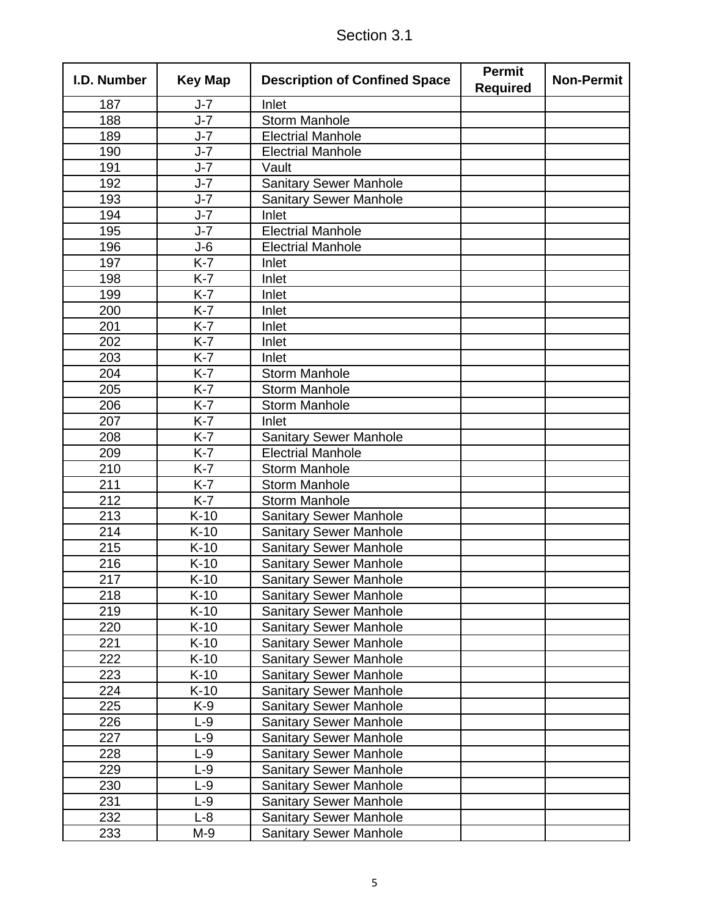## Section 3.1

| I.D. Number | Key Map | Description of Confined Space | Permit Required | Non-Permit |
|---|---|---|---|---|
| 187 | J-7 | Inlet | | |
| 188 | J-7 | Storm Manhole | | |
| 189 | J-7 | Electrial Manhole | | |
| 190 | J-7 | Electrial Manhole | | |
| 191 | J-7 | Vault | | |
| 192 | J-7 | Sanitary Sewer Manhole | | |
| 193 | J-7 | Sanitary Sewer Manhole | | |
| 194 | J-7 | Inlet | | |
| 195 | J-7 | Electrial Manhole | | |
| 196 | J-6 | Electrial Manhole | | |
| 197 | K-7 | Inlet | | |
| 198 | K-7 | Inlet | | |
| 199 | K-7 | Inlet | | |
| 200 | K-7 | Inlet | | |
| 201 | K-7 | Inlet | | |
| 202 | K-7 | Inlet | | |
| 203 | K-7 | Inlet | | |
| 204 | K-7 | Storm Manhole | | |
| 205 | K-7 | Storm Manhole | | |
| 206 | K-7 | Storm Manhole | | |
| 207 | K-7 | Inlet | | |
| 208 | K-7 | Sanitary Sewer Manhole | | |
| 209 | K-7 | Electrial Manhole | | |
| 210 | K-7 | Storm Manhole | | |
| 211 | K-7 | Storm Manhole | | |
| 212 | K-7 | Storm Manhole | | |
| 213 | K-10 | Sanitary Sewer Manhole | | |
| 214 | K-10 | Sanitary Sewer Manhole | | |
| 215 | K-10 | Sanitary Sewer Manhole | | |
| 216 | K-10 | Sanitary Sewer Manhole | | |
| 217 | K-10 | Sanitary Sewer Manhole | | |
| 218 | K-10 | Sanitary Sewer Manhole | | |
| 219 | K-10 | Sanitary Sewer Manhole | | |
| 220 | K-10 | Sanitary Sewer Manhole | | |
| 221 | K-10 | Sanitary Sewer Manhole | | |
| 222 | K-10 | Sanitary Sewer Manhole | | |
| 223 | K-10 | Sanitary Sewer Manhole | | |
| 224 | K-10 | Sanitary Sewer Manhole | | |
| 225 | K-9 | Sanitary Sewer Manhole | | |
| 226 | L-9 | Sanitary Sewer Manhole | | |
| 227 | L-9 | Sanitary Sewer Manhole | | |
| 228 | L-9 | Sanitary Sewer Manhole | | |
| 229 | L-9 | Sanitary Sewer Manhole | | |
| 230 | L-9 | Sanitary Sewer Manhole | | |
| 231 | L-9 | Sanitary Sewer Manhole | | |
| 232 | L-8 | Sanitary Sewer Manhole | | |
| 233 | M-9 | Sanitary Sewer Manhole | | |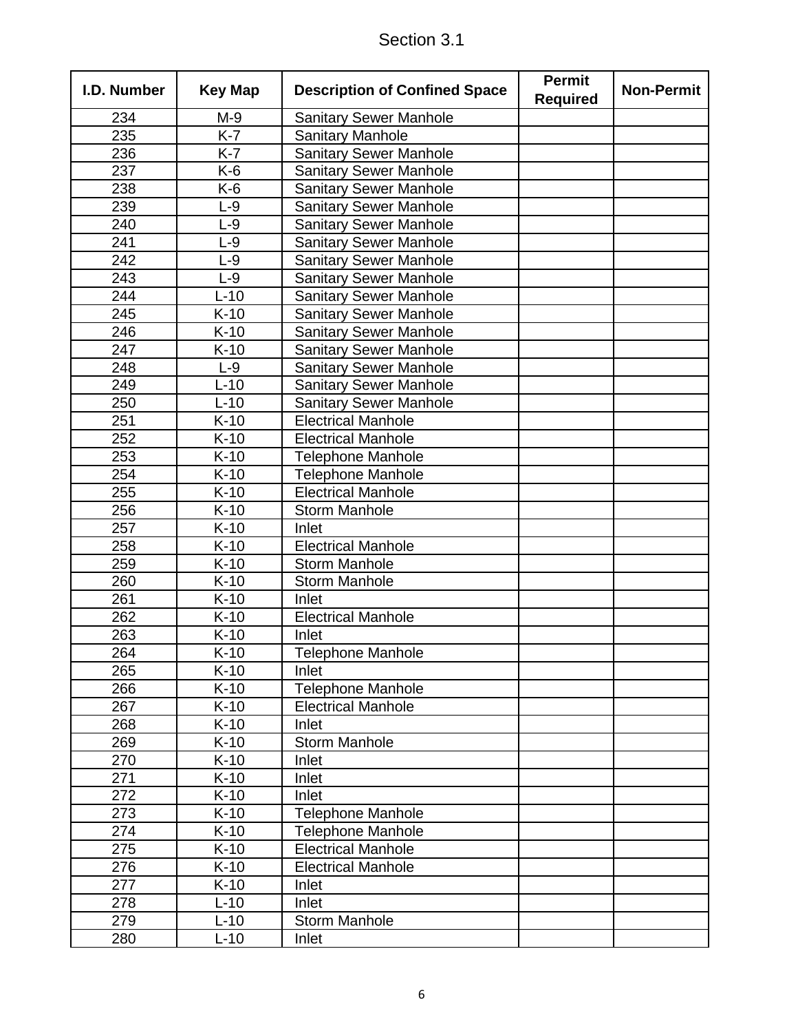# Section 3.1

| I.D. Number | Key Map | Description of Confined Space | Permit Required | Non-Permit |
|---|---|---|---|---|
| 234 | M-9 | Sanitary Sewer Manhole | | |
| 235 | K-7 | Sanitary Manhole | | |
| 236 | K-7 | Sanitary Sewer Manhole | | |
| 237 | K-6 | Sanitary Sewer Manhole | | |
| 238 | K-6 | Sanitary Sewer Manhole | | |
| 239 | L-9 | Sanitary Sewer Manhole | | |
| 240 | L-9 | Sanitary Sewer Manhole | | |
| 241 | L-9 | Sanitary Sewer Manhole | | |
| 242 | L-9 | Sanitary Sewer Manhole | | |
| 243 | L-9 | Sanitary Sewer Manhole | | |
| 244 | L-10 | Sanitary Sewer Manhole | | |
| 245 | K-10 | Sanitary Sewer Manhole | | |
| 246 | K-10 | Sanitary Sewer Manhole | | |
| 247 | K-10 | Sanitary Sewer Manhole | | |
| 248 | L-9 | Sanitary Sewer Manhole | | |
| 249 | L-10 | Sanitary Sewer Manhole | | |
| 250 | L-10 | Sanitary Sewer Manhole | | |
| 251 | K-10 | Electrical Manhole | | |
| 252 | K-10 | Electrical Manhole | | |
| 253 | K-10 | Telephone Manhole | | |
| 254 | K-10 | Telephone Manhole | | |
| 255 | K-10 | Electrical Manhole | | |
| 256 | K-10 | Storm Manhole | | |
| 257 | K-10 | Inlet | | |
| 258 | K-10 | Electrical Manhole | | |
| 259 | K-10 | Storm Manhole | | |
| 260 | K-10 | Storm Manhole | | |
| 261 | K-10 | Inlet | | |
| 262 | K-10 | Electrical Manhole | | |
| 263 | K-10 | Inlet | | |
| 264 | K-10 | Telephone Manhole | | |
| 265 | K-10 | Inlet | | |
| 266 | K-10 | Telephone Manhole | | |
| 267 | K-10 | Electrical Manhole | | |
| 268 | K-10 | Inlet | | |
| 269 | K-10 | Storm Manhole | | |
| 270 | K-10 | Inlet | | |
| 271 | K-10 | Inlet | | |
| 272 | K-10 | Inlet | | |
| 273 | K-10 | Telephone Manhole | | |
| 274 | K-10 | Telephone Manhole | | |
| 275 | K-10 | Electrical Manhole | | |
| 276 | K-10 | Electrical Manhole | | |
| 277 | K-10 | Inlet | | |
| 278 | L-10 | Inlet | | |
| 279 | L-10 | Storm Manhole | | |
| 280 | L-10 | Inlet | | |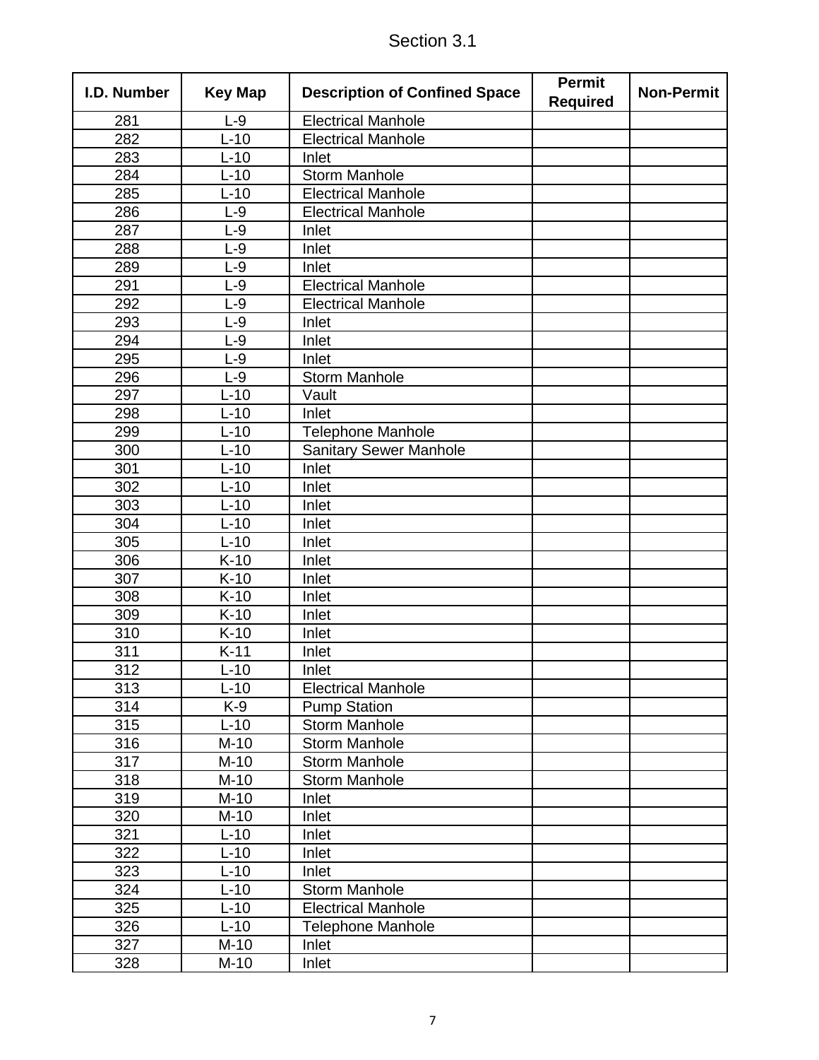Section 3.1

| I.D. Number | Key Map | Description of Confined Space | Permit Required | Non-Permit |
|---|---|---|---|---|
| 281 | L-9 | Electrical Manhole | | |
| 282 | L-10 | Electrical Manhole | | |
| 283 | L-10 | Inlet | | |
| 284 | L-10 | Storm Manhole | | |
| 285 | L-10 | Electrical Manhole | | |
| 286 | L-9 | Electrical Manhole | | |
| 287 | L-9 | Inlet | | |
| 288 | L-9 | Inlet | | |
| 289 | L-9 | Inlet | | |
| 291 | L-9 | Electrical Manhole | | |
| 292 | L-9 | Electrical Manhole | | |
| 293 | L-9 | Inlet | | |
| 294 | L-9 | Inlet | | |
| 295 | L-9 | Inlet | | |
| 296 | L-9 | Storm Manhole | | |
| 297 | L-10 | Vault | | |
| 298 | L-10 | Inlet | | |
| 299 | L-10 | Telephone Manhole | | |
| 300 | L-10 | Sanitary Sewer Manhole | | |
| 301 | L-10 | Inlet | | |
| 302 | L-10 | Inlet | | |
| 303 | L-10 | Inlet | | |
| 304 | L-10 | Inlet | | |
| 305 | L-10 | Inlet | | |
| 306 | K-10 | Inlet | | |
| 307 | K-10 | Inlet | | |
| 308 | K-10 | Inlet | | |
| 309 | K-10 | Inlet | | |
| 310 | K-10 | Inlet | | |
| 311 | K-11 | Inlet | | |
| 312 | L-10 | Inlet | | |
| 313 | L-10 | Electrical Manhole | | |
| 314 | K-9 | Pump Station | | |
| 315 | L-10 | Storm Manhole | | |
| 316 | M-10 | Storm Manhole | | |
| 317 | M-10 | Storm Manhole | | |
| 318 | M-10 | Storm Manhole | | |
| 319 | M-10 | Inlet | | |
| 320 | M-10 | Inlet | | |
| 321 | L-10 | Inlet | | |
| 322 | L-10 | Inlet | | |
| 323 | L-10 | Inlet | | |
| 324 | L-10 | Storm Manhole | | |
| 325 | L-10 | Electrical Manhole | | |
| 326 | L-10 | Telephone Manhole | | |
| 327 | M-10 | Inlet | | |
| 328 | M-10 | Inlet | | |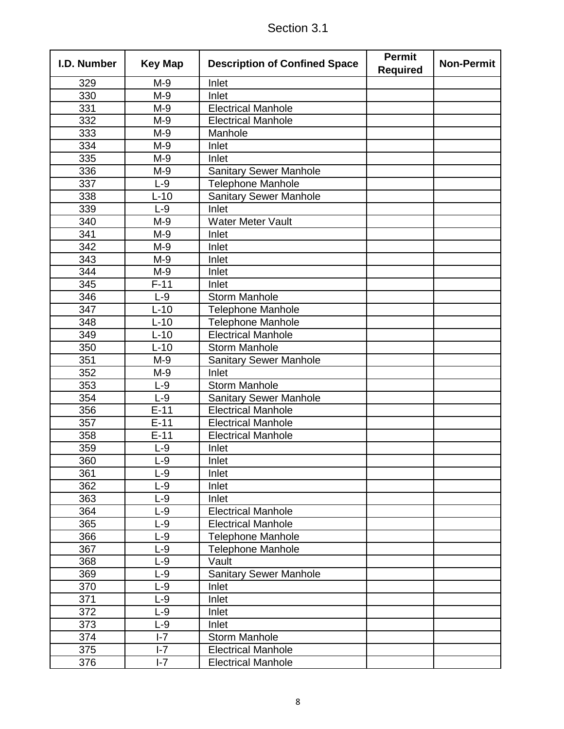Section 3.1

| I.D. Number | Key Map | Description of Confined Space | Permit Required | Non-Permit |
|---|---|---|---|---|
| 329 | M-9 | Inlet | | |
| 330 | M-9 | Inlet | | |
| 331 | M-9 | Electrical Manhole | | |
| 332 | M-9 | Electrical Manhole | | |
| 333 | M-9 | Manhole | | |
| 334 | M-9 | Inlet | | |
| 335 | M-9 | Inlet | | |
| 336 | M-9 | Sanitary Sewer Manhole | | |
| 337 | L-9 | Telephone Manhole | | |
| 338 | L-10 | Sanitary Sewer Manhole | | |
| 339 | L-9 | Inlet | | |
| 340 | M-9 | Water Meter Vault | | |
| 341 | M-9 | Inlet | | |
| 342 | M-9 | Inlet | | |
| 343 | M-9 | Inlet | | |
| 344 | M-9 | Inlet | | |
| 345 | F-11 | Inlet | | |
| 346 | L-9 | Storm Manhole | | |
| 347 | L-10 | Telephone Manhole | | |
| 348 | L-10 | Telephone Manhole | | |
| 349 | L-10 | Electrical Manhole | | |
| 350 | L-10 | Storm Manhole | | |
| 351 | M-9 | Sanitary Sewer Manhole | | |
| 352 | M-9 | Inlet | | |
| 353 | L-9 | Storm Manhole | | |
| 354 | L-9 | Sanitary Sewer Manhole | | |
| 356 | E-11 | Electrical Manhole | | |
| 357 | E-11 | Electrical Manhole | | |
| 358 | E-11 | Electrical Manhole | | |
| 359 | L-9 | Inlet | | |
| 360 | L-9 | Inlet | | |
| 361 | L-9 | Inlet | | |
| 362 | L-9 | Inlet | | |
| 363 | L-9 | Inlet | | |
| 364 | L-9 | Electrical Manhole | | |
| 365 | L-9 | Electrical Manhole | | |
| 366 | L-9 | Telephone Manhole | | |
| 367 | L-9 | Telephone Manhole | | |
| 368 | L-9 | Vault | | |
| 369 | L-9 | Sanitary Sewer Manhole | | |
| 370 | L-9 | Inlet | | |
| 371 | L-9 | Inlet | | |
| 372 | L-9 | Inlet | | |
| 373 | L-9 | Inlet | | |
| 374 | I-7 | Storm Manhole | | |
| 375 | I-7 | Electrical Manhole | | |
| 376 | I-7 | Electrical Manhole | | |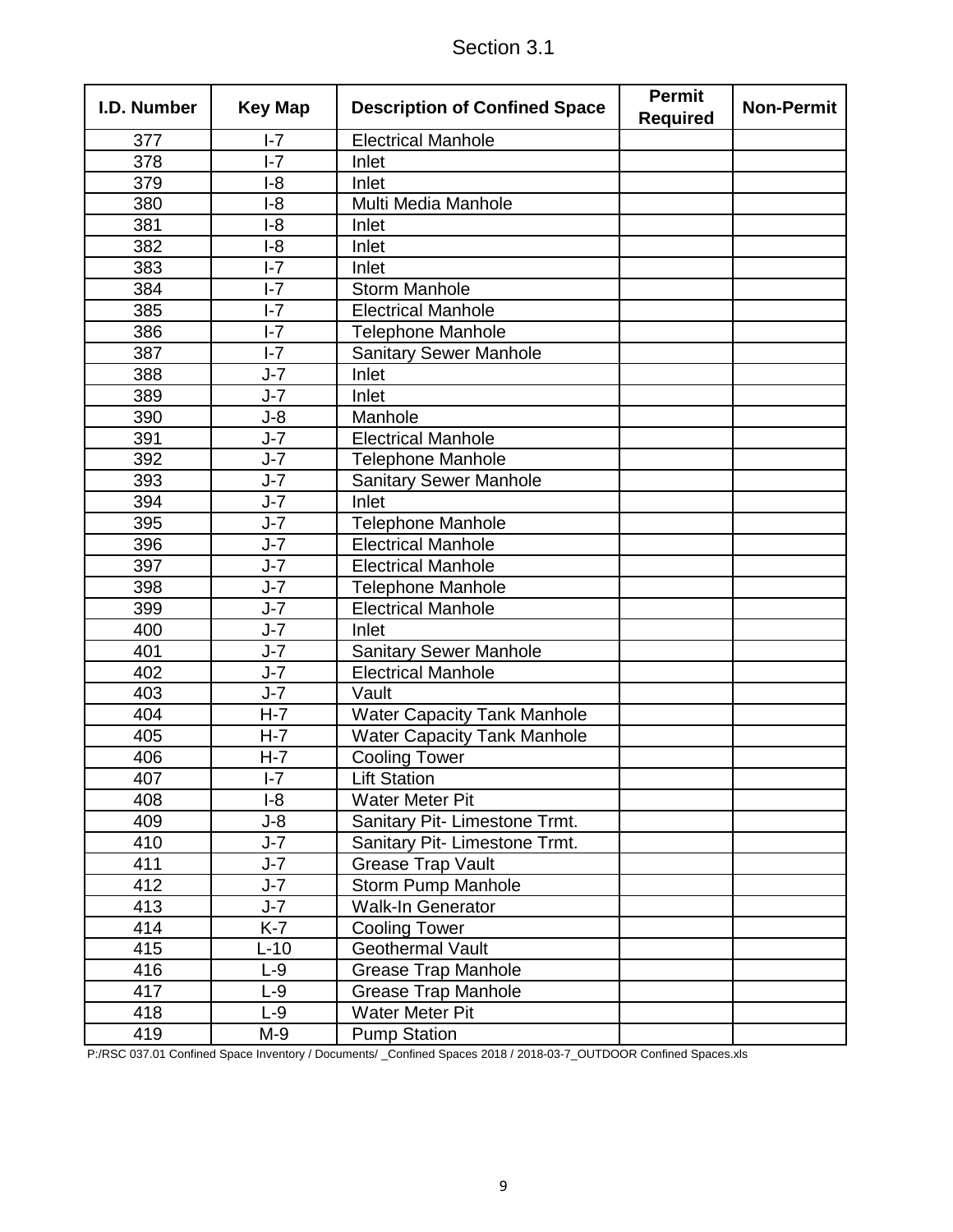# Section 3.1

| I.D. Number | Key Map | Description of Confined Space | Permit Required | Non-Permit |
|---|---|---|---|---|
| 377 | I-7 | Electrical Manhole | | |
| 378 | I-7 | Inlet | | |
| 379 | I-8 | Inlet | | |
| 380 | I-8 | Multi Media Manhole | | |
| 381 | I-8 | Inlet | | |
| 382 | I-8 | Inlet | | |
| 383 | I-7 | Inlet | | |
| 384 | I-7 | Storm Manhole | | |
| 385 | I-7 | Electrical Manhole | | |
| 386 | I-7 | Telephone Manhole | | |
| 387 | I-7 | Sanitary Sewer Manhole | | |
| 388 | J-7 | Inlet | | |
| 389 | J-7 | Inlet | | |
| 390 | J-8 | Manhole | | |
| 391 | J-7 | Electrical Manhole | | |
| 392 | J-7 | Telephone Manhole | | |
| 393 | J-7 | Sanitary Sewer Manhole | | |
| 394 | J-7 | Inlet | | |
| 395 | J-7 | Telephone Manhole | | |
| 396 | J-7 | Electrical Manhole | | |
| 397 | J-7 | Electrical Manhole | | |
| 398 | J-7 | Telephone Manhole | | |
| 399 | J-7 | Electrical Manhole | | |
| 400 | J-7 | Inlet | | |
| 401 | J-7 | Sanitary Sewer Manhole | | |
| 402 | J-7 | Electrical Manhole | | |
| 403 | J-7 | Vault | | |
| 404 | H-7 | Water Capacity Tank Manhole | | |
| 405 | H-7 | Water Capacity Tank Manhole | | |
| 406 | H-7 | Cooling Tower | | |
| 407 | I-7 | Lift Station | | |
| 408 | I-8 | Water Meter Pit | | |
| 409 | J-8 | Sanitary Pit- Limestone Trmt. | | |
| 410 | J-7 | Sanitary Pit- Limestone Trmt. | | |
| 411 | J-7 | Grease Trap Vault | | |
| 412 | J-7 | Storm Pump Manhole | | |
| 413 | J-7 | Walk-In Generator | | |
| 414 | K-7 | Cooling Tower | | |
| 415 | L-10 | Geothermal Vault | | |
| 416 | L-9 | Grease Trap Manhole | | |
| 417 | L-9 | Grease Trap Manhole | | |
| 418 | L-9 | Water Meter Pit | | |
| 419 | M-9 | Pump Station | | |

P:/RSC 037.01 Confined Space Inventory / Documents/ _Confined Spaces 2018 / 2018-03-7_OUTDOOR Confined Spaces.xls